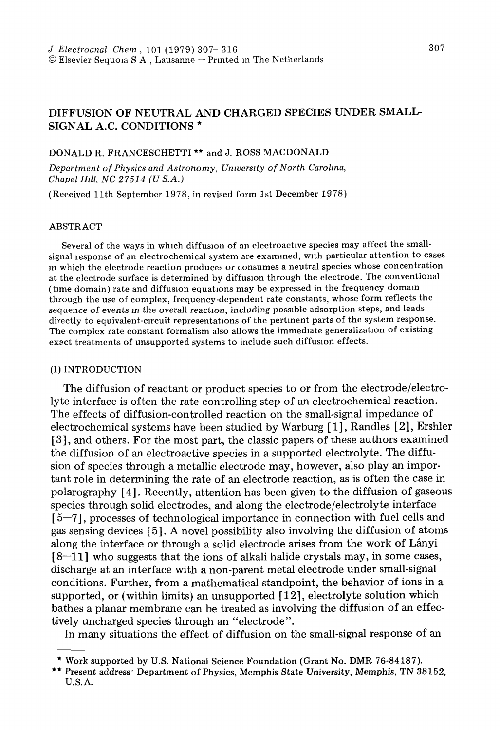# DIFFUSION OF NEUTRAL AND CHARGED SPECIES UNDER SMALL-SIGNAL A.C. CONDITIONS *

DONALD R. FRANCESCHETTI ** and J. ROSS MACDONALD

*Department of Physics and Astronomy, University of North Carolina, Chapel Hill, NC 27514 (U.S.A.)*

(Received 11th September 1978, in revised form 1st December 1978)

## ABSTRACT

Several of the ways in which diffusion of an electroactive species may affect the small-signal response of an electrochemical system are examined, with particular attention to cases in which the electrode reaction produces or consumes a neutral species whose concentration at the electrode surface is determined by diffusion through the electrode. The conventional (time domain) rate and diffusion equations may be expressed in the frequency domain through the use of complex, frequency-dependent rate constants, whose form reflects the sequence of events in the overall reaction, including possible adsorption steps, and leads directly to equivalent-circuit representations of the pertinent parts of the system response. The complex rate constant formalism also allows the immediate generalization of existing exact treatments of unsupported systems to include such diffusion effects.

## (I) INTRODUCTION

The diffusion of reactant or product species to or from the electrode/electrolyte interface is often the rate controlling step of an electrochemical reaction. The effects of diffusion-controlled reaction on the small-signal impedance of electrochemical systems have been studied by Warburg [1], Randles [2], Ershler [3], and others. For the most part, the classic papers of these authors examined the diffusion of an electroactive species in a supported electrolyte. The diffusion of species through a metallic electrode may, however, also play an important role in determining the rate of an electrode reaction, as is often the case in polarography [4]. Recently, attention has been given to the diffusion of gaseous species through solid electrodes, and along the electrode/electrolyte interface [5–7], processes of technological importance in connection with fuel cells and gas sensing devices [5]. A novel possibility also involving the diffusion of atoms along the interface or through a solid electrode arises from the work of Lányi [8–11] who suggests that the ions of alkali halide crystals may, in some cases, discharge at an interface with a non-parent metal electrode under small-signal conditions. Further, from a mathematical standpoint, the behavior of ions in a supported, or (within limits) an unsupported [12], electrolyte solution which bathes a planar membrane can be treated as involving the diffusion of an effectively uncharged species through an "electrode".

In many situations the effect of diffusion on the small-signal response of an

---

* Work supported by U.S. National Science Foundation (Grant No. DMR 76-84187).

** Present address: Department of Physics, Memphis State University, Memphis, TN 38152, U.S.A.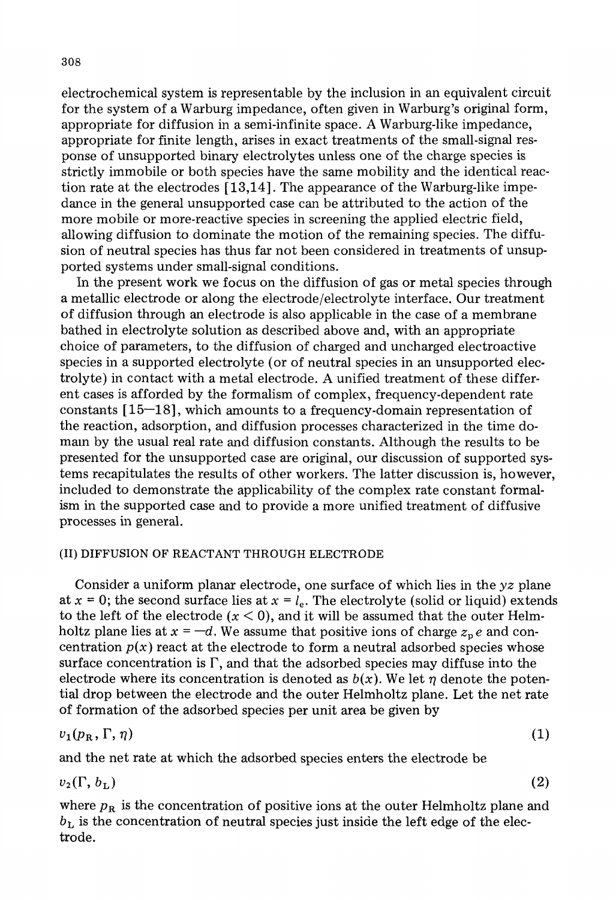electrochemical system is representable by the inclusion in an equivalent circuit for the system of a Warburg impedance, often given in Warburg's original form, appropriate for diffusion in a semi-infinite space. A Warburg-like impedance, appropriate for finite length, arises in exact treatments of the small-signal response of unsupported binary electrolytes unless one of the charge species is strictly immobile or both species have the same mobility and the identical reaction rate at the electrodes [13,14]. The appearance of the Warburg-like impedance in the general unsupported case can be attributed to the action of the more mobile or more-reactive species in screening the applied electric field, allowing diffusion to dominate the motion of the remaining species. The diffusion of neutral species has thus far not been considered in treatments of unsupported systems under small-signal conditions.

In the present work we focus on the diffusion of gas or metal species through a metallic electrode or along the electrode/electrolyte interface. Our treatment of diffusion through an electrode is also applicable in the case of a membrane bathed in electrolyte solution as described above and, with an appropriate choice of parameters, to the diffusion of charged and uncharged electroactive species in a supported electrolyte (or of neutral species in an unsupported electrolyte) in contact with a metal electrode. A unified treatment of these different cases is afforded by the formalism of complex, frequency-dependent rate constants [15—18], which amounts to a frequency-domain representation of the reaction, adsorption, and diffusion processes characterized in the time domain by the usual real rate and diffusion constants. Although the results to be presented for the unsupported case are original, our discussion of supported systems recapitulates the results of other workers. The latter discussion is, however, included to demonstrate the applicability of the complex rate constant formalism in the supported case and to provide a more unified treatment of diffusive processes in general.

## (II) DIFFUSION OF REACTANT THROUGH ELECTRODE

Consider a uniform planar electrode, one surface of which lies in the $yz$ plane at $x = 0$; the second surface lies at $x = l_e$. The electrolyte (solid or liquid) extends to the left of the electrode ($x < 0$), and it will be assumed that the outer Helmholtz plane lies at $x = -d$. We assume that positive ions of charge $z_p e$ and concentration $p(x)$ react at the electrode to form a neutral adsorbed species whose surface concentration is $\Gamma$, and that the adsorbed species may diffuse into the electrode where its concentration is denoted as $b(x)$. We let $\eta$ denote the potential drop between the electrode and the outer Helmholtz plane. Let the net rate of formation of the adsorbed species per unit area be given by

$$v_1(p_R, \Gamma, \eta) \tag{1}$$

and the net rate at which the adsorbed species enters the electrode be

$$v_2(\Gamma, b_L) \tag{2}$$

where $p_R$ is the concentration of positive ions at the outer Helmholtz plane and $b_L$ is the concentration of neutral species just inside the left edge of the electrode.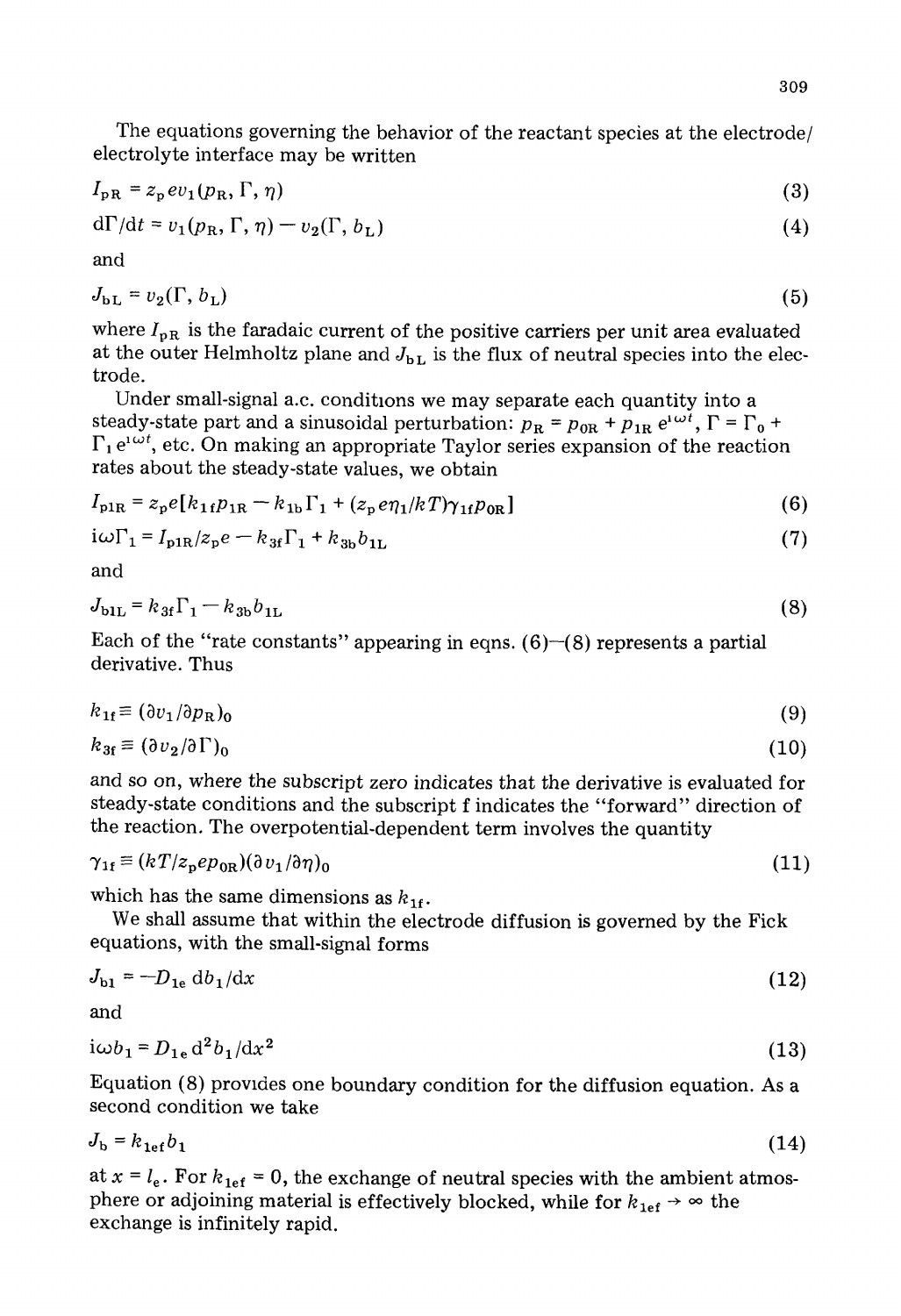The equations governing the behavior of the reactant species at the electrode/ electrolyte interface may be written

$$I_{pR} = z_p e v_1(p_R, \Gamma, \eta) \tag{3}$$

$$d\Gamma/dt = v_1(p_R, \Gamma, \eta) - v_2(\Gamma, b_L) \tag{4}$$

and

$$J_{bL} = v_2(\Gamma, b_L) \tag{5}$$

where $I_{pR}$ is the faradaic current of the positive carriers per unit area evaluated at the outer Helmholtz plane and $J_{bL}$ is the flux of neutral species into the electrode.

Under small-signal a.c. conditions we may separate each quantity into a steady-state part and a sinusoidal perturbation: $p_R = p_{0R} + p_{1R}\, e^{i\omega t}$, $\Gamma = \Gamma_0 + \Gamma_1 e^{i\omega t}$, etc. On making an appropriate Taylor series expansion of the reaction rates about the steady-state values, we obtain

$$I_{p1R} = z_p e[k_{1f} p_{1R} - k_{1b}\Gamma_1 + (z_p e \eta_1/kT)\gamma_{1f} p_{0R}] \tag{6}$$

$$i\omega\Gamma_1 = I_{p1R}/z_p e - k_{3f}\Gamma_1 + k_{3b} b_{1L} \tag{7}$$

and

$$J_{b1L} = k_{3f}\Gamma_1 - k_{3b} b_{1L} \tag{8}$$

Each of the "rate constants" appearing in eqns. (6)—(8) represents a partial derivative. Thus

$$k_{1f} \equiv (\partial v_1/\partial p_R)_0 \tag{9}$$

$$k_{3f} \equiv (\partial v_2/\partial \Gamma)_0 \tag{10}$$

and so on, where the subscript zero indicates that the derivative is evaluated for steady-state conditions and the subscript f indicates the "forward" direction of the reaction. The overpotential-dependent term involves the quantity

$$\gamma_{1f} \equiv (kT/z_p e p_{0R})(\partial v_1/\partial \eta)_0 \tag{11}$$

which has the same dimensions as $k_{1f}$.

We shall assume that within the electrode diffusion is governed by the Fick equations, with the small-signal forms

$$J_{b1} = -D_{1e}\, db_1/dx \tag{12}$$

and

$$i\omega b_1 = D_{1e}\, d^2 b_1/dx^2 \tag{13}$$

Equation (8) provides one boundary condition for the diffusion equation. As a second condition we take

$$J_b = k_{1ef} b_1 \tag{14}$$

at $x = l_e$. For $k_{1ef} = 0$, the exchange of neutral species with the ambient atmosphere or adjoining material is effectively blocked, while for $k_{1ef} \to \infty$ the exchange is infinitely rapid.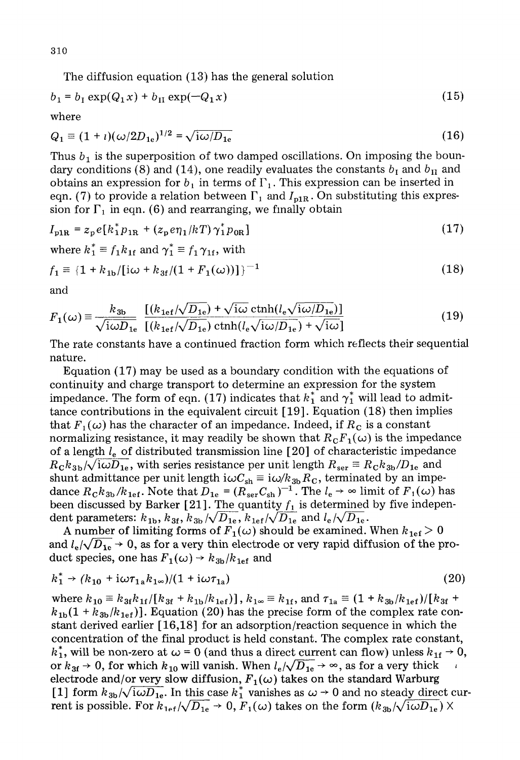The diffusion equation (13) has the general solution

$$b_1 = b_{\rm I} \exp(Q_1 x) + b_{\rm II} \exp(-Q_1 x) \tag{15}$$

where

$$Q_1 \equiv (1 + \imath)(\omega/2D_{1e})^{1/2} = \sqrt{i\omega/D_{1e}} \tag{16}$$

Thus $b_1$ is the superposition of two damped oscillations. On imposing the boundary conditions (8) and (14), one readily evaluates the constants $b_{\rm I}$ and $b_{\rm II}$ and obtains an expression for $b_1$ in terms of $\Gamma_1$. This expression can be inserted in eqn. (7) to provide a relation between $\Gamma_1$ and $I_{\rm p1R}$. On substituting this expression for $\Gamma_1$ in eqn. (6) and rearranging, we finally obtain

$$I_{\rm p1R} = z_{\rm p} e[k_1^* p_{\rm 1R} + (z_{\rm p} e\eta_1/kT)\gamma_1^* p_{\rm 0R}] \tag{17}$$

where $k_1^* \equiv f_1 k_{\rm 1f}$ and $\gamma_1^* \equiv f_1 \gamma_{\rm 1f}$, with

$$f_1 \equiv \{1 + k_{\rm 1b}/[i\omega + k_{\rm 3f}/(1 + F_1(\omega))]\}^{-1} \tag{18}$$

and

$$F_1(\omega) \equiv \frac{k_{\rm 3b}}{\sqrt{i\omega D_{\rm 1e}}} \frac{[(k_{\rm 1ef}/\sqrt{D_{\rm 1e}}) + \sqrt{i\omega}\ \mathrm{ctnh}(l_{\rm e}\sqrt{i\omega/D_{\rm 1e}})]}{[(k_{\rm 1ef}/\sqrt{D_{\rm 1e}})\ \mathrm{ctnh}(l_{\rm e}\sqrt{i\omega/D_{\rm 1e}}) + \sqrt{i\omega}]} \tag{19}$$

The rate constants have a continued fraction form which reflects their sequential nature.

Equation (17) may be used as a boundary condition with the equations of continuity and charge transport to determine an expression for the system impedance. The form of eqn. (17) indicates that $k_1^*$ and $\gamma_1^*$ will lead to admittance contributions in the equivalent circuit [19]. Equation (18) then implies that $F_1(\omega)$ has the character of an impedance. Indeed, if $R_{\rm C}$ is a constant normalizing resistance, it may readily be shown that $R_{\rm C}F_1(\omega)$ is the impedance of a length $l_{\rm e}$ of distributed transmission line [20] of characteristic impedance $R_{\rm C}k_{\rm 3b}/\sqrt{i\omega D_{\rm 1e}}$, with series resistance per unit length $R_{\rm ser} \equiv R_{\rm C}k_{\rm 3b}/D_{\rm 1e}$ and shunt admittance per unit length $i\omega C_{\rm sh} \equiv i\omega/k_{\rm 3b}R_{\rm C}$, terminated by an impedance $R_{\rm C}k_{\rm 3b}/k_{\rm 1ef}$. Note that $D_{\rm 1e} = (R_{\rm ser}C_{\rm sh})^{-1}$. The $l_{\rm e} \to \infty$ limit of $F_1(\omega)$ has been discussed by Barker [21]. The quantity $f_1$ is determined by five independent parameters: $k_{\rm 1b}$, $k_{\rm 3f}$, $k_{\rm 3b}/\sqrt{D_{\rm 1e}}$, $k_{\rm 1ef}/\sqrt{D_{\rm 1e}}$ and $l_{\rm e}/\sqrt{D_{\rm 1e}}$.

A number of limiting forms of $F_1(\omega)$ should be examined. When $k_{\rm 1ef} > 0$ and $l_{\rm e}/\sqrt{D_{\rm 1e}} \to 0$, as for a very thin electrode or very rapid diffusion of the product species, one has $F_1(\omega) \to k_{\rm 3b}/k_{\rm 1ef}$ and

$$k_1^* \to (k_{10} + i\omega\tau_{\rm 1a}k_{1\infty})/(1 + i\omega\tau_{\rm 1a}) \tag{20}$$

where $k_{10} \equiv k_{\rm 3f}k_{\rm 1f}/[k_{\rm 3f} + k_{\rm 1b}/k_{\rm 1ef})]$, $k_{1\infty} \equiv k_{\rm 1f}$, and $\tau_{\rm 1a} \equiv (1 + k_{\rm 3b}/k_{\rm 1ef})/[k_{\rm 3f} + k_{\rm 1b}(1 + k_{\rm 3b}/k_{\rm 1ef})]$. Equation (20) has the precise form of the complex rate constant derived earlier [16,18] for an adsorption/reaction sequence in which the concentration of the final product is held constant. The complex rate constant, $k_1^*$, will be non-zero at $\omega = 0$ (and thus a direct current can flow) unless $k_{\rm 1f} \to 0$, or $k_{\rm 3f} \to 0$, for which $k_{10}$ will vanish. When $l_{\rm e}/\sqrt{D_{\rm 1e}} \to \infty$, as for a very thick electrode and/or very slow diffusion, $F_1(\omega)$ takes on the standard Warburg [1] form $k_{\rm 3b}/\sqrt{i\omega D_{\rm 1e}}$. In this case $k_1^*$ vanishes as $\omega \to 0$ and no steady direct current is possible. For $k_{\rm 1ef}/\sqrt{D_{\rm 1e}} \to 0$, $F_1(\omega)$ takes on the form $(k_{\rm 3b}/\sqrt{i\omega D_{\rm 1e}}) \times$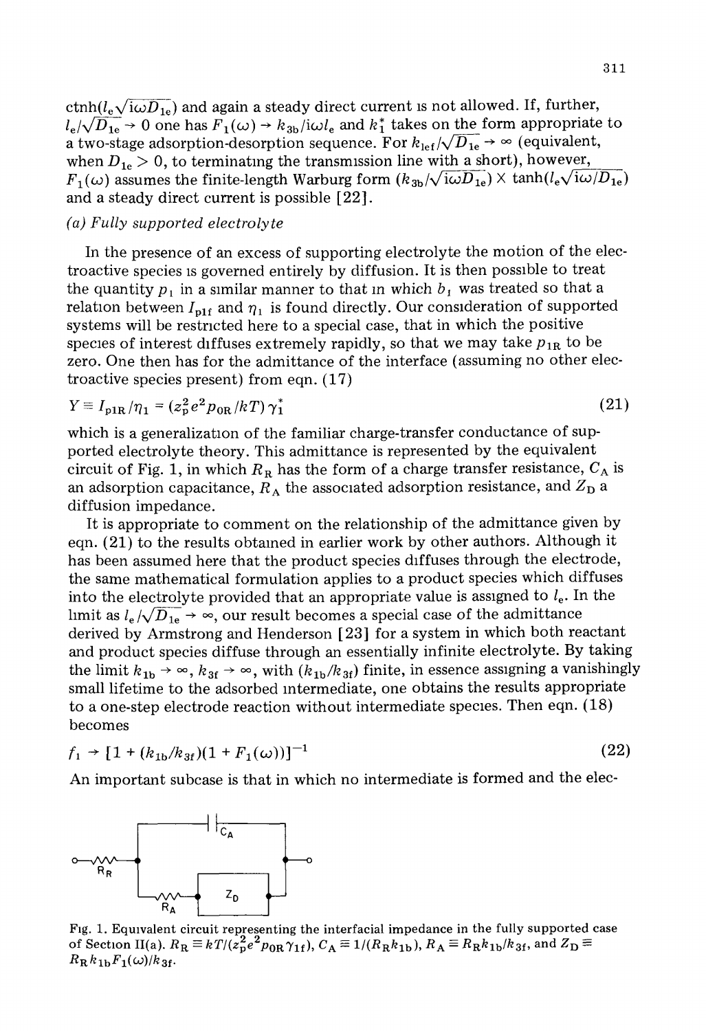$\mathrm{ctnh}(l_e\sqrt{i\omega D_{1e}})$ and again a steady direct current is not allowed. If, further, $l_e/\sqrt{D_{1e}} \to 0$ one has $F_1(\omega) \to k_{3b}/i\omega l_e$ and $k_1^*$ takes on the form appropriate to a two-stage adsorption-desorption sequence. For $k_{1ef}/\sqrt{D_{1e}} \to \infty$ (equivalent, when $D_{1e} > 0$, to terminating the transmission line with a short), however, $F_1(\omega)$ assumes the finite-length Warburg form $(k_{3b}/\sqrt{i\omega D_{1e}}) \times \tanh(l_e\sqrt{i\omega/D_{1e}})$ and a steady direct current is possible [22].

*(a) Fully supported electrolyte*

In the presence of an excess of supporting electrolyte the motion of the electroactive species is governed entirely by diffusion. It is then possible to treat the quantity $p_1$ in a similar manner to that in which $b_1$ was treated so that a relation between $I_{p1f}$ and $\eta_1$ is found directly. Our consideration of supported systems will be restricted here to a special case, that in which the positive species of interest diffuses extremely rapidly, so that we may take $p_{1R}$ to be zero. One then has for the admittance of the interface (assuming no other electroactive species present) from eqn. (17)

$$Y \equiv I_{p1R}/\eta_1 = (z_p^2 e^2 p_{0R}/kT)\gamma_1^* \tag{21}$$

which is a generalization of the familiar charge-transfer conductance of supported electrolyte theory. This admittance is represented by the equivalent circuit of Fig. 1, in which $R_R$ has the form of a charge transfer resistance, $C_A$ is an adsorption capacitance, $R_A$ the associated adsorption resistance, and $Z_D$ a diffusion impedance.

It is appropriate to comment on the relationship of the admittance given by eqn. (21) to the results obtained in earlier work by other authors. Although it has been assumed here that the product species diffuses through the electrode, the same mathematical formulation applies to a product species which diffuses into the electrolyte provided that an appropriate value is assigned to $l_e$. In the limit as $l_e/\sqrt{D_{1e}} \to \infty$, our result becomes a special case of the admittance derived by Armstrong and Henderson [23] for a system in which both reactant and product species diffuse through an essentially infinite electrolyte. By taking the limit $k_{1b} \to \infty$, $k_{3f} \to \infty$, with $(k_{1b}/k_{3f})$ finite, in essence assigning a vanishingly small lifetime to the adsorbed intermediate, one obtains the results appropriate to a one-step electrode reaction without intermediate species. Then eqn. (18) becomes

$$f_1 \to [1 + (k_{1b}/k_{3f})(1 + F_1(\omega))]^{-1} \tag{22}$$

An important subcase is that in which no intermediate is formed and the elec-

C_A

R_R

R_A

Z_D

Fig. 1. Equivalent circuit representing the interfacial impedance in the fully supported case of Section II(a). $R_R \equiv kT/(z_p^2 e^2 p_{0R}\gamma_{1f})$, $C_A \equiv 1/(R_R k_{1b})$, $R_A \equiv R_R k_{1b}/k_{3f}$, and $Z_D \equiv R_R k_{1b} F_1(\omega)/k_{3f}$.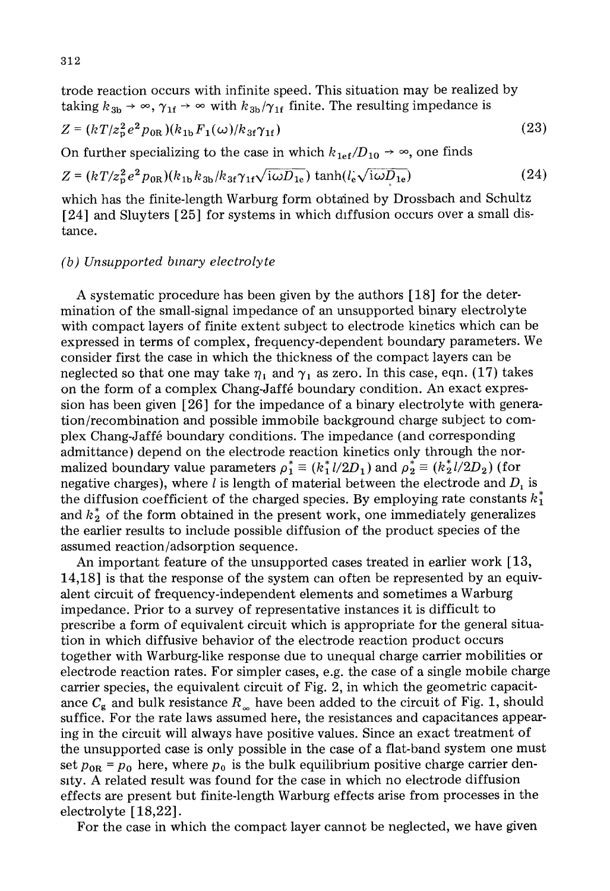trode reaction occurs with infinite speed. This situation may be realized by taking $k_{3b} \to \infty$, $\gamma_{1f} \to \infty$ with $k_{3b}/\gamma_{1f}$ finite. The resulting impedance is

$$Z = (kT/z_p^2 e^2 p_{0R})(k_{1b} F_1(\omega)/k_{3f}\gamma_{1f}) \tag{23}$$

On further specializing to the case in which $k_{1ef}/D_{10} \to \infty$, one finds

$$Z = (kT/z_p^2 e^2 p_{0R})(k_{1b} k_{3b}/k_{3f}\gamma_{1f}\sqrt{i\omega D_{1e}}) \tanh(l_e\sqrt{i\omega D_{1e}}) \tag{24}$$

which has the finite-length Warburg form obtained by Drossbach and Schultz [24] and Sluyters [25] for systems in which diffusion occurs over a small distance.

*(b) Unsupported binary electrolyte*

A systematic procedure has been given by the authors [18] for the determination of the small-signal impedance of an unsupported binary electrolyte with compact layers of finite extent subject to electrode kinetics which can be expressed in terms of complex, frequency-dependent boundary parameters. We consider first the case in which the thickness of the compact layers can be neglected so that one may take $\eta_1$ and $\gamma_1$ as zero. In this case, eqn. (17) takes on the form of a complex Chang-Jaffé boundary condition. An exact expression has been given [26] for the impedance of a binary electrolyte with generation/recombination and possible immobile background charge subject to complex Chang-Jaffé boundary conditions. The impedance (and corresponding admittance) depend on the electrode reaction kinetics only through the normalized boundary value parameters $\rho_1^* \equiv (k_1^* l/2D_1)$ and $\rho_2^* \equiv (k_2^* l/2D_2)$ (for negative charges), where $l$ is length of material between the electrode and $D_1$ is the diffusion coefficient of the charged species. By employing rate constants $k_1^*$ and $k_2^*$ of the form obtained in the present work, one immediately generalizes the earlier results to include possible diffusion of the product species of the assumed reaction/adsorption sequence.

An important feature of the unsupported cases treated in earlier work [13, 14,18] is that the response of the system can often be represented by an equivalent circuit of frequency-independent elements and sometimes a Warburg impedance. Prior to a survey of representative instances it is difficult to prescribe a form of equivalent circuit which is appropriate for the general situation in which diffusive behavior of the electrode reaction product occurs together with Warburg-like response due to unequal charge carrier mobilities or electrode reaction rates. For simpler cases, e.g. the case of a single mobile charge carrier species, the equivalent circuit of Fig. 2, in which the geometric capacitance $C_g$ and bulk resistance $R_\infty$ have been added to the circuit of Fig. 1, should suffice. For the rate laws assumed here, the resistances and capacitances appearing in the circuit will always have positive values. Since an exact treatment of the unsupported case is only possible in the case of a flat-band system one must set $p_{0R} = p_0$ here, where $p_0$ is the bulk equilibrium positive charge carrier density. A related result was found for the case in which no electrode diffusion effects are present but finite-length Warburg effects arise from processes in the electrolyte [18,22].

For the case in which the compact layer cannot be neglected, we have given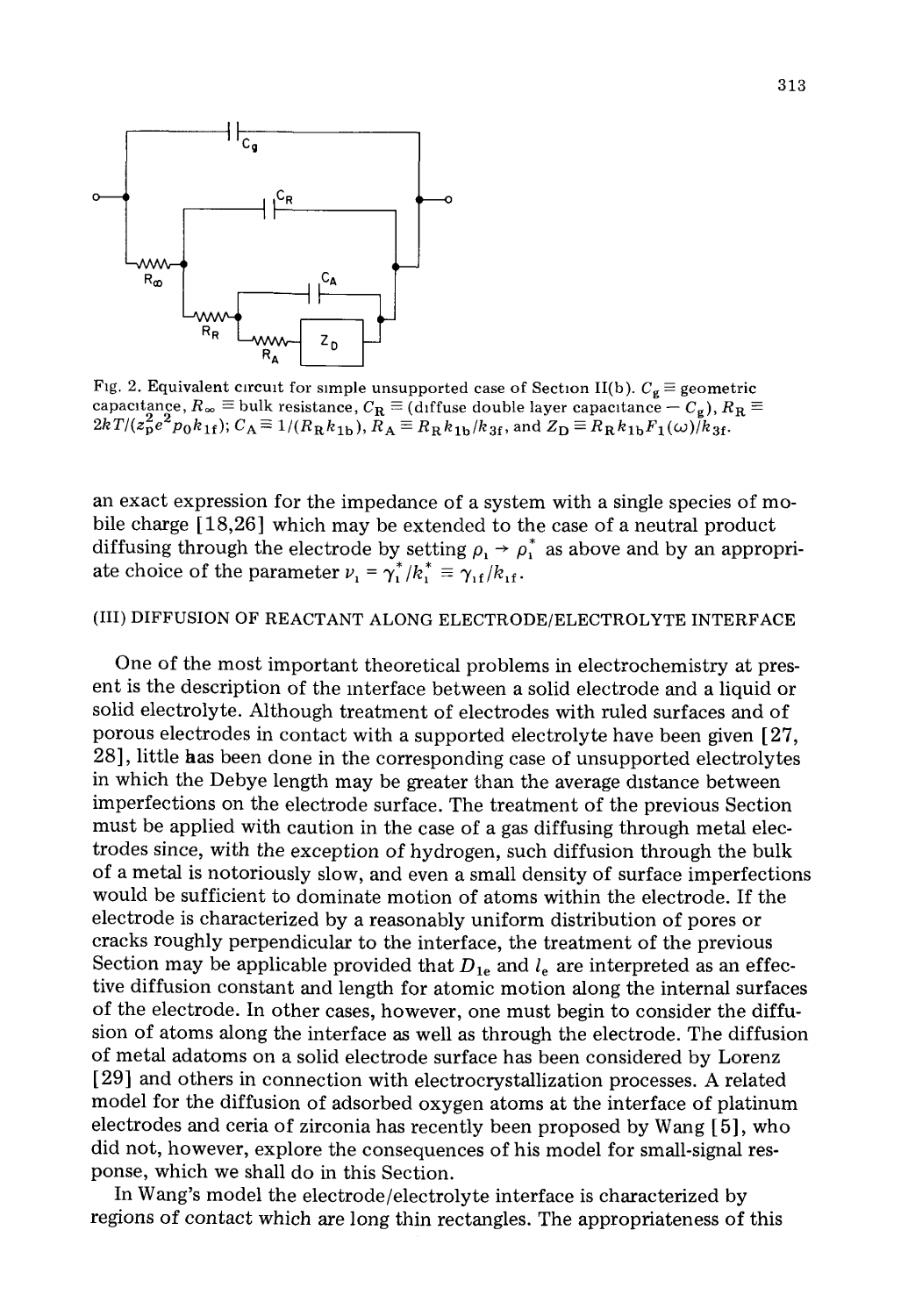Cg

CR

R∞

CA

RR

RA

ZD

Fig. 2. Equivalent circuit for simple unsupported case of Section II(b). $C_g \equiv$ geometric capacitance, $R_\infty \equiv$ bulk resistance, $C_R \equiv$ (diffuse double layer capacitance $- C_g$), $R_R \equiv 2kT/(z_p^2 e^2 p_0 k_{1f})$; $C_A \equiv 1/(R_R k_{1b})$, $R_A \equiv R_R k_{1b}/k_{3f}$, and $Z_D \equiv R_R k_{1b} F_1(\omega)/k_{3f}$.

an exact expression for the impedance of a system with a single species of mobile charge [18,26] which may be extended to the case of a neutral product diffusing through the electrode by setting $\rho_i \to \rho_i^*$ as above and by an appropriate choice of the parameter $\nu_i = \gamma_i^*/k_i^* \equiv \gamma_{1f}/k_{1f}$.

## (III) DIFFUSION OF REACTANT ALONG ELECTRODE/ELECTROLYTE INTERFACE

One of the most important theoretical problems in electrochemistry at present is the description of the interface between a solid electrode and a liquid or solid electrolyte. Although treatment of electrodes with ruled surfaces and of porous electrodes in contact with a supported electrolyte have been given [27, 28], little has been done in the corresponding case of unsupported electrolytes in which the Debye length may be greater than the average distance between imperfections on the electrode surface. The treatment of the previous Section must be applied with caution in the case of a gas diffusing through metal electrodes since, with the exception of hydrogen, such diffusion through the bulk of a metal is notoriously slow, and even a small density of surface imperfections would be sufficient to dominate motion of atoms within the electrode. If the electrode is characterized by a reasonably uniform distribution of pores or cracks roughly perpendicular to the interface, the treatment of the previous Section may be applicable provided that $D_{1e}$ and $l_e$ are interpreted as an effective diffusion constant and length for atomic motion along the internal surfaces of the electrode. In other cases, however, one must begin to consider the diffusion of atoms along the interface as well as through the electrode. The diffusion of metal adatoms on a solid electrode surface has been considered by Lorenz [29] and others in connection with electrocrystallization processes. A related model for the diffusion of adsorbed oxygen atoms at the interface of platinum electrodes and ceria of zirconia has recently been proposed by Wang [5], who did not, however, explore the consequences of his model for small-signal response, which we shall do in this Section.

In Wang's model the electrode/electrolyte interface is characterized by regions of contact which are long thin rectangles. The appropriateness of this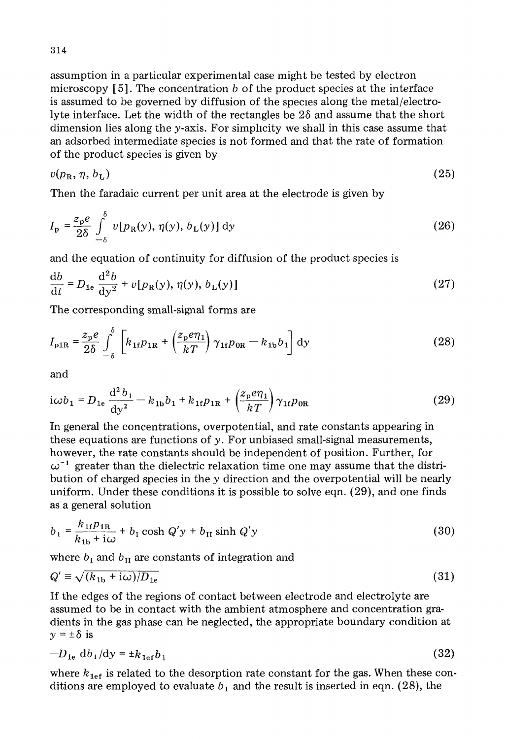assumption in a particular experimental case might be tested by electron microscopy [5]. The concentration $b$ of the product species at the interface is assumed to be governed by diffusion of the species along the metal/electrolyte interface. Let the width of the rectangles be $2\delta$ and assume that the short dimension lies along the $y$-axis. For simplicity we shall in this case assume that an adsorbed intermediate species is not formed and that the rate of formation of the product species is given by

$$v(p_R, \eta, b_L) \tag{25}$$

Then the faradaic current per unit area at the electrode is given by

$$I_p = \frac{z_p e}{2\delta} \int_{-\delta}^{\delta} v[p_R(y), \eta(y), b_L(y)]\, dy \tag{26}$$

and the equation of continuity for diffusion of the product species is

$$\frac{db}{dt} = D_{1e} \frac{d^2 b}{dy^2} + v[p_R(y), \eta(y), b_L(y)] \tag{27}$$

The corresponding small-signal forms are

$$I_{p1R} = \frac{z_p e}{2\delta} \int_{-\delta}^{\delta} \left[ k_{1f} p_{1R} + \left(\frac{z_p e \eta_1}{kT}\right) \gamma_{1f} p_{0R} - k_{1b} b_1 \right] dy \tag{28}$$

and

$$i\omega b_1 = D_{1e} \frac{d^2 b_1}{dy^2} - k_{1b} b_1 + k_{1f} p_{1R} + \left(\frac{z_p e \eta_1}{kT}\right) \gamma_{1f} p_{0R} \tag{29}$$

In general the concentrations, overpotential, and rate constants appearing in these equations are functions of $y$. For unbiased small-signal measurements, however, the rate constants should be independent of position. Further, for $\omega^{-1}$ greater than the dielectric relaxation time one may assume that the distribution of charged species in the $y$ direction and the overpotential will be nearly uniform. Under these conditions it is possible to solve eqn. (29), and one finds as a general solution

$$b_1 = \frac{k_{1f} p_{1R}}{k_{1b} + i\omega} + b_{\mathrm{I}} \cosh Q'y + b_{\mathrm{II}} \sinh Q'y \tag{30}$$

where $b_{\mathrm{I}}$ and $b_{\mathrm{II}}$ are constants of integration and

$$Q' \equiv \sqrt{(k_{1b} + i\omega)/D_{1e}} \tag{31}$$

If the edges of the regions of contact between electrode and electrolyte are assumed to be in contact with the ambient atmosphere and concentration gradients in the gas phase can be neglected, the appropriate boundary condition at $y = \pm\delta$ is

$$-D_{1e}\, db_1/dy = \pm k_{1ef} b_1 \tag{32}$$

where $k_{1ef}$ is related to the desorption rate constant for the gas. When these conditions are employed to evaluate $b_1$ and the result is inserted in eqn. (28), the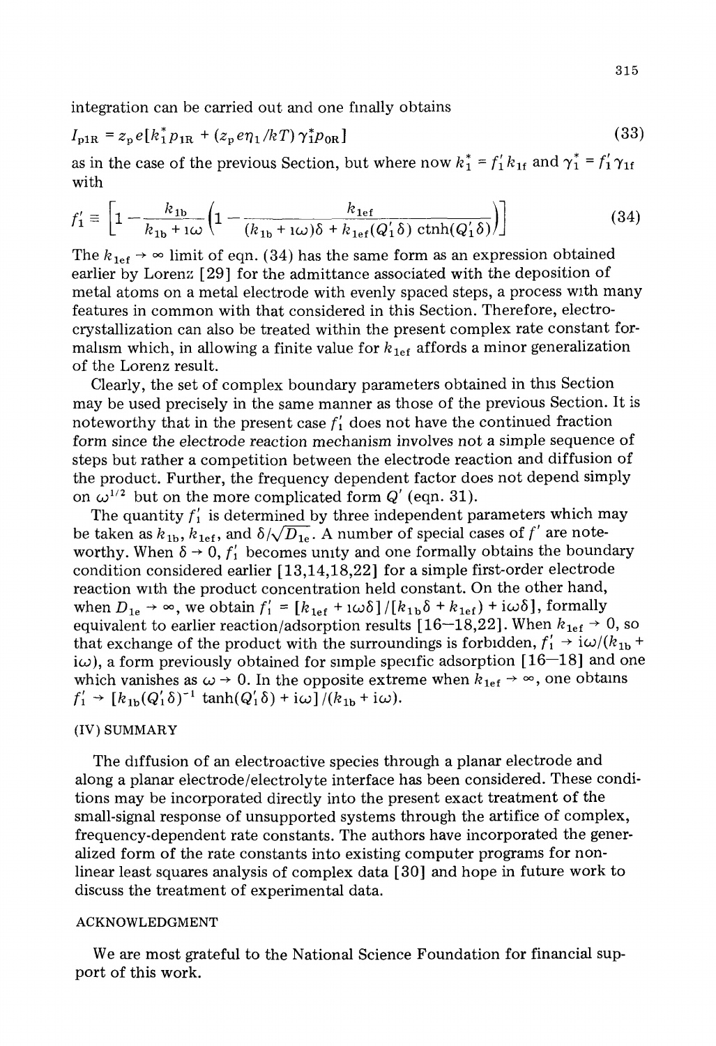integration can be carried out and one finally obtains

$$I_{p1R} = z_p e[k_1^* p_{1R} + (z_p e\eta_1/kT)\gamma_1^* p_{0R}] \tag{33}$$

as in the case of the previous Section, but where now $k_1^* = f_1' k_{1f}$ and $\gamma_1^* = f_1' \gamma_{1f}$ with

$$f_1' \equiv \left[1 - \frac{k_{1b}}{k_{1b} + i\omega}\left(1 - \frac{k_{1ef}}{(k_{1b} + i\omega)\delta + k_{1ef}(Q_1'\delta)\,\mathrm{ctnh}(Q_1'\delta)}\right)\right] \tag{34}$$

The $k_{1ef} \to \infty$ limit of eqn. (34) has the same form as an expression obtained earlier by Lorenz [29] for the admittance associated with the deposition of metal atoms on a metal electrode with evenly spaced steps, a process with many features in common with that considered in this Section. Therefore, electrocrystallization can also be treated within the present complex rate constant formalism which, in allowing a finite value for $k_{1ef}$ affords a minor generalization of the Lorenz result.

Clearly, the set of complex boundary parameters obtained in this Section may be used precisely in the same manner as those of the previous Section. It is noteworthy that in the present case $f_1'$ does not have the continued fraction form since the electrode reaction mechanism involves not a simple sequence of steps but rather a competition between the electrode reaction and diffusion of the product. Further, the frequency dependent factor does not depend simply on $\omega^{1/2}$ but on the more complicated form $Q'$ (eqn. 31).

The quantity $f_1'$ is determined by three independent parameters which may be taken as $k_{1b}$, $k_{1ef}$, and $\delta/\sqrt{D_{1e}}$. A number of special cases of $f'$ are noteworthy. When $\delta \to 0$, $f_1'$ becomes unity and one formally obtains the boundary condition considered earlier [13,14,18,22] for a simple first-order electrode reaction with the product concentration held constant. On the other hand, when $D_{1e} \to \infty$, we obtain $f_1' = [k_{1ef} + i\omega\delta]/[k_{1b}\delta + k_{1ef}) + i\omega\delta]$, formally equivalent to earlier reaction/adsorption results [16–18,22]. When $k_{1ef} \to 0$, so that exchange of the product with the surroundings is forbidden, $f_1' \to i\omega/(k_{1b} + i\omega)$, a form previously obtained for simple specific adsorption [16–18] and one which vanishes as $\omega \to 0$. In the opposite extreme when $k_{1ef} \to \infty$, one obtains $f_1' \to [k_{1b}(Q_1'\delta)^{-1}\tanh(Q_1'\delta) + i\omega]/(k_{1b} + i\omega)$.

## (IV) SUMMARY

The diffusion of an electroactive species through a planar electrode and along a planar electrode/electrolyte interface has been considered. These conditions may be incorporated directly into the present exact treatment of the small-signal response of unsupported systems through the artifice of complex, frequency-dependent rate constants. The authors have incorporated the generalized form of the rate constants into existing computer programs for nonlinear least squares analysis of complex data [30] and hope in future work to discuss the treatment of experimental data.

## ACKNOWLEDGMENT

We are most grateful to the National Science Foundation for financial support of this work.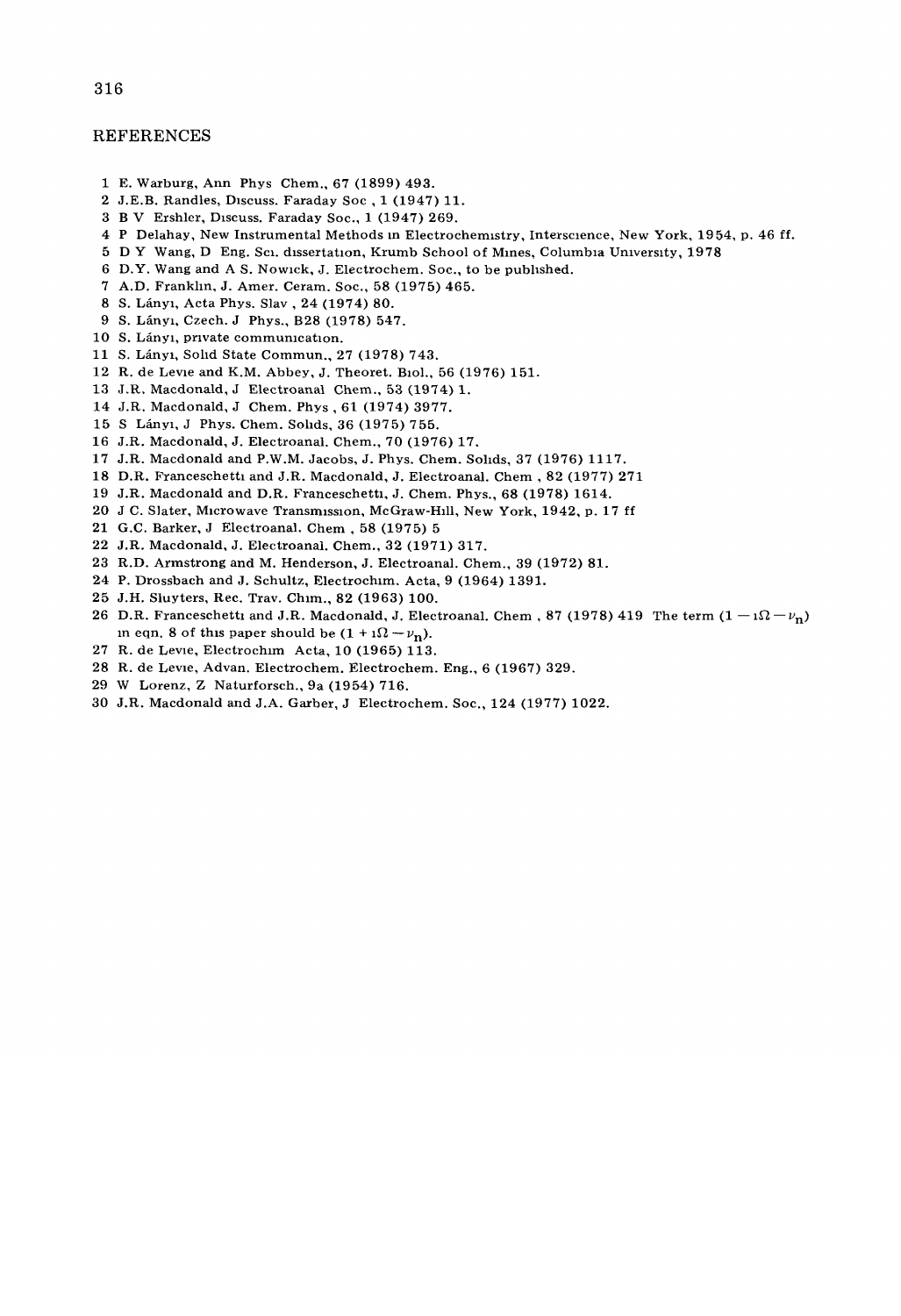## REFERENCES

1 E. Warburg, Ann Phys Chem., 67 (1899) 493.
2 J.E.B. Randles, Discuss. Faraday Soc , 1 (1947) 11.
3 B V Ershler, Discuss. Faraday Soc., 1 (1947) 269.
4 P Delahay, New Instrumental Methods in Electrochemistry, Interscience, New York, 1954, p. 46 ff.
5 D Y Wang, D Eng. Sci. dissertation, Krumb School of Mines, Columbia University, 1978
6 D.Y. Wang and A S. Nowick, J. Electrochem. Soc., to be published.
7 A.D. Franklin, J. Amer. Ceram. Soc., 58 (1975) 465.
8 S. Lányi, Acta Phys. Slav , 24 (1974) 80.
9 S. Lányi, Czech. J Phys., B28 (1978) 547.
10 S. Lányi, private communication.
11 S. Lányi, Solid State Commun., 27 (1978) 743.
12 R. de Levie and K.M. Abbey, J. Theoret. Biol., 56 (1976) 151.
13 J.R. Macdonald, J Electroanal Chem., 53 (1974) 1.
14 J.R. Macdonald, J Chem. Phys , 61 (1974) 3977.
15 S Lányi, J Phys. Chem. Solids, 36 (1975) 755.
16 J.R. Macdonald, J. Electroanal. Chem., 70 (1976) 17.
17 J.R. Macdonald and P.W.M. Jacobs, J. Phys. Chem. Solids, 37 (1976) 1117.
18 D.R. Franceschetti and J.R. Macdonald, J. Electroanal. Chem , 82 (1977) 271
19 J.R. Macdonald and D.R. Franceschetti, J. Chem. Phys., 68 (1978) 1614.
20 J C. Slater, Microwave Transmission, McGraw-Hill, New York, 1942, p. 17 ff
21 G.C. Barker, J Electroanal. Chem , 58 (1975) 5
22 J.R. Macdonald, J. Electroanal. Chem., 32 (1971) 317.
23 R.D. Armstrong and M. Henderson, J. Electroanal. Chem., 39 (1972) 81.
24 P. Drossbach and J. Schultz, Electrochim. Acta, 9 (1964) 1391.
25 J.H. Sluyters, Rec. Trav. Chim., 82 (1963) 100.
26 D.R. Franceschetti and J.R. Macdonald, J. Electroanal. Chem , 87 (1978) 419 The term $(1 - i\Omega - \nu_n)$ in eqn. 8 of this paper should be $(1 + i\Omega - \nu_n)$.
27 R. de Levie, Electrochim Acta, 10 (1965) 113.
28 R. de Levie, Advan. Electrochem. Electrochem. Eng., 6 (1967) 329.
29 W Lorenz, Z Naturforsch., 9a (1954) 716.
30 J.R. Macdonald and J.A. Garber, J Electrochem. Soc., 124 (1977) 1022.